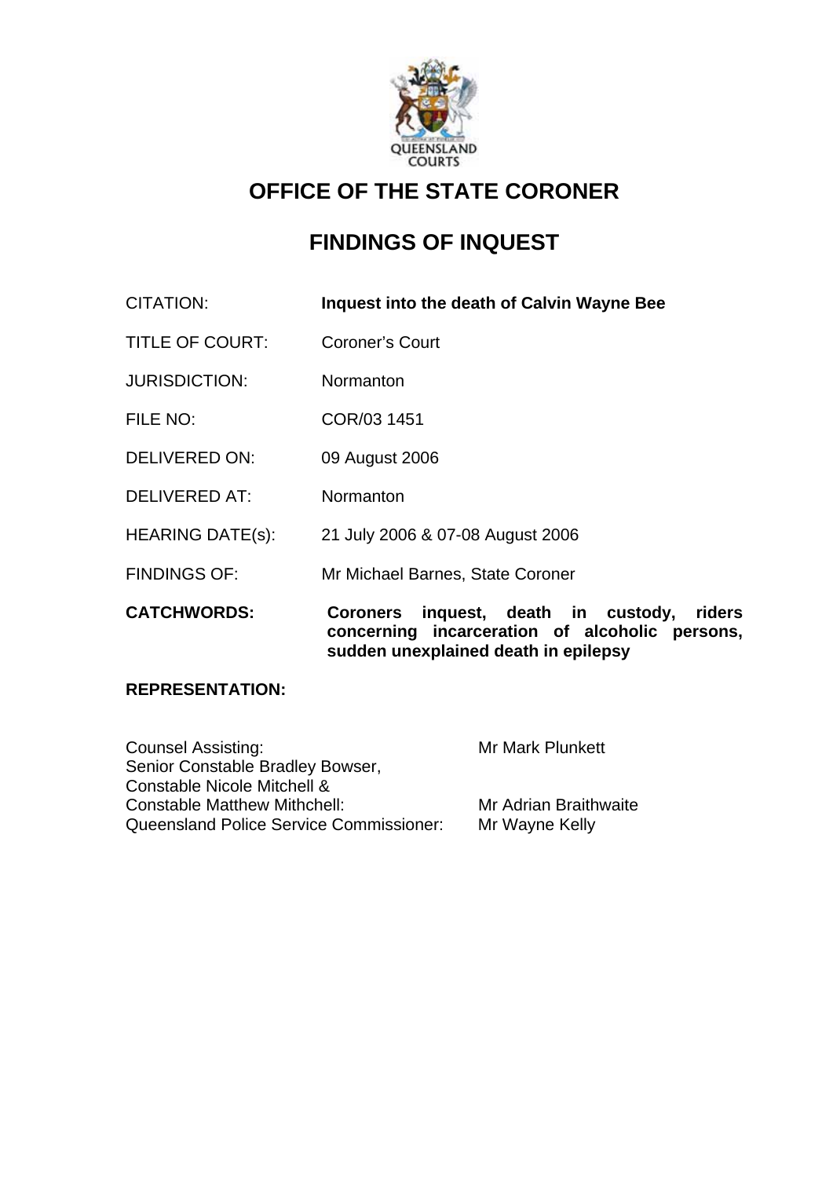# OFFICE OF THE STATE CORONER

# FINDINGS OF INQUEST

| | |
|---|---|
| CITATION: | **Inquest into the death of Calvin Wayne Bee** |
| TITLE OF COURT: | Coroner's Court |
| JURISDICTION: | Normanton |
| FILE NO: | COR/03 1451 |
| DELIVERED ON: | 09 August 2006 |
| DELIVERED AT: | Normanton |
| HEARING DATE(s): | 21 July 2006 & 07-08 August 2006 |
| FINDINGS OF: | Mr Michael Barnes, State Coroner |
| **CATCHWORDS:** | **Coroners inquest, death in custody, riders concerning incarceration of alcoholic persons, sudden unexplained death in epilepsy** |

**REPRESENTATION:**

| | |
|---|---|
| Counsel Assisting: | Mr Mark Plunkett |
| Senior Constable Bradley Bowser, Constable Nicole Mitchell & Constable Matthew Mithchell: | Mr Adrian Braithwaite |
| Queensland Police Service Commissioner: | Mr Wayne Kelly |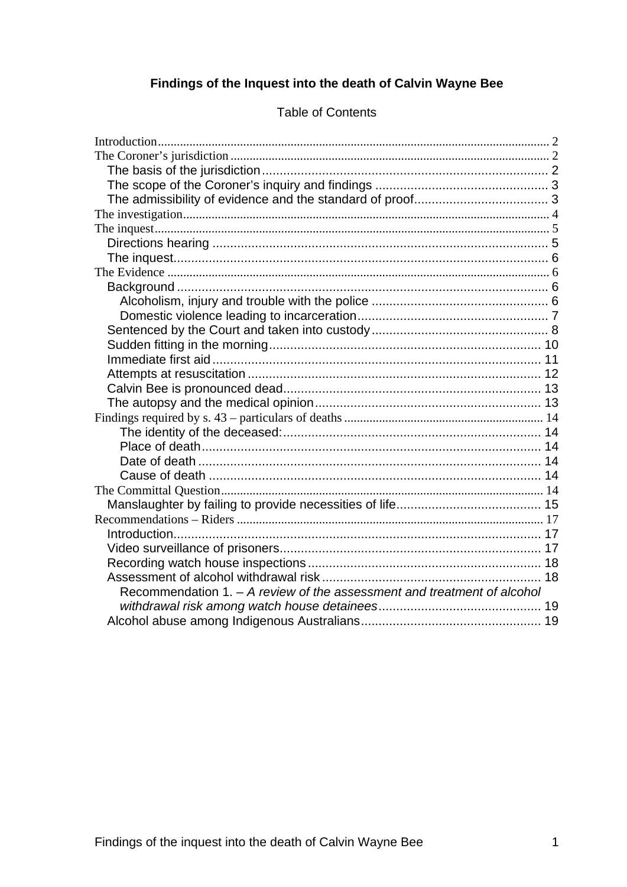**Findings of the Inquest into the death of Calvin Wayne Bee**

Table of Contents

- Introduction ... 2
- The Coroner's jurisdiction ... 2
  - The basis of the jurisdiction ... 2
  - The scope of the Coroner's inquiry and findings ... 3
  - The admissibility of evidence and the standard of proof ... 3
- The investigation ... 4
- The inquest ... 5
  - Directions hearing ... 5
  - The inquest ... 6
- The Evidence ... 6
  - Background ... 6
    - Alcoholism, injury and trouble with the police ... 6
    - Domestic violence leading to incarceration ... 7
  - Sentenced by the Court and taken into custody ... 8
  - Sudden fitting in the morning ... 10
  - Immediate first aid ... 11
  - Attempts at resuscitation ... 12
  - Calvin Bee is pronounced dead ... 13
  - The autopsy and the medical opinion ... 13
- Findings required by s. 43 – particulars of deaths ... 14
  - The identity of the deceased: ... 14
  - Place of death ... 14
  - Date of death ... 14
  - Cause of death ... 14
- The Committal Question ... 14
  - Manslaughter by failing to provide necessities of life ... 15
- Recommendations – Riders ... 17
  - Introduction ... 17
  - Video surveillance of prisoners ... 17
  - Recording watch house inspections ... 18
  - Assessment of alcohol withdrawal risk ... 18
    - Recommendation 1. – *A review of the assessment and treatment of alcohol withdrawal risk among watch house detainees* ... 19
  - Alcohol abuse among Indigenous Australians ... 19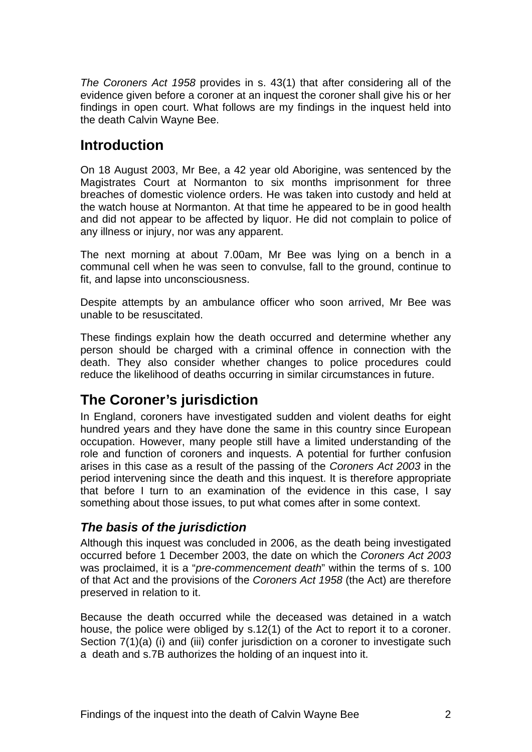*The Coroners Act 1958* provides in s. 43(1) that after considering all of the evidence given before a coroner at an inquest the coroner shall give his or her findings in open court. What follows are my findings in the inquest held into the death Calvin Wayne Bee.

## Introduction

On 18 August 2003, Mr Bee, a 42 year old Aborigine, was sentenced by the Magistrates Court at Normanton to six months imprisonment for three breaches of domestic violence orders. He was taken into custody and held at the watch house at Normanton. At that time he appeared to be in good health and did not appear to be affected by liquor. He did not complain to police of any illness or injury, nor was any apparent.

The next morning at about 7.00am, Mr Bee was lying on a bench in a communal cell when he was seen to convulse, fall to the ground, continue to fit, and lapse into unconsciousness.

Despite attempts by an ambulance officer who soon arrived, Mr Bee was unable to be resuscitated.

These findings explain how the death occurred and determine whether any person should be charged with a criminal offence in connection with the death. They also consider whether changes to police procedures could reduce the likelihood of deaths occurring in similar circumstances in future.

## The Coroner's jurisdiction

In England, coroners have investigated sudden and violent deaths for eight hundred years and they have done the same in this country since European occupation. However, many people still have a limited understanding of the role and function of coroners and inquests. A potential for further confusion arises in this case as a result of the passing of the *Coroners Act 2003* in the period intervening since the death and this inquest. It is therefore appropriate that before I turn to an examination of the evidence in this case, I say something about those issues, to put what comes after in some context.

### *The basis of the jurisdiction*

Although this inquest was concluded in 2006, as the death being investigated occurred before 1 December 2003, the date on which the *Coroners Act 2003* was proclaimed, it is a "*pre-commencement death*" within the terms of s. 100 of that Act and the provisions of the *Coroners Act 1958* (the Act) are therefore preserved in relation to it.

Because the death occurred while the deceased was detained in a watch house, the police were obliged by s.12(1) of the Act to report it to a coroner. Section 7(1)(a) (i) and (iii) confer jurisdiction on a coroner to investigate such a death and s.7B authorizes the holding of an inquest into it.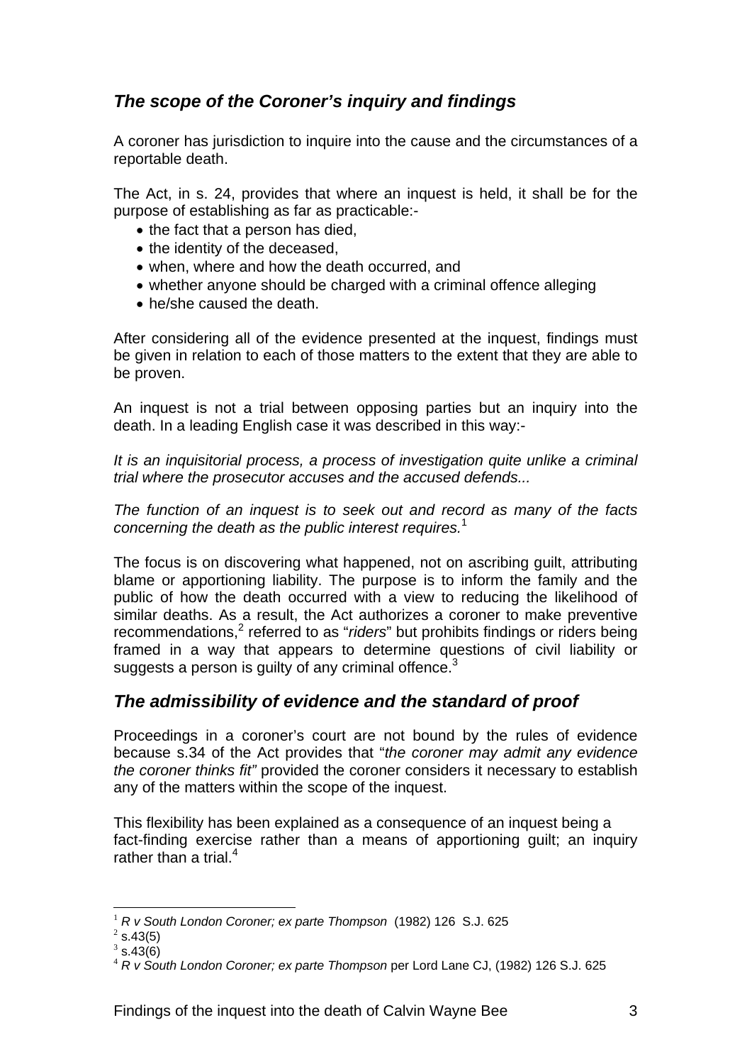## *The scope of the Coroner's inquiry and findings*

A coroner has jurisdiction to inquire into the cause and the circumstances of a reportable death.

The Act, in s. 24, provides that where an inquest is held, it shall be for the purpose of establishing as far as practicable:-

- the fact that a person has died,
- the identity of the deceased,
- when, where and how the death occurred, and
- whether anyone should be charged with a criminal offence alleging
- he/she caused the death.

After considering all of the evidence presented at the inquest, findings must be given in relation to each of those matters to the extent that they are able to be proven.

An inquest is not a trial between opposing parties but an inquiry into the death. In a leading English case it was described in this way:-

*It is an inquisitorial process, a process of investigation quite unlike a criminal trial where the prosecutor accuses and the accused defends...*

*The function of an inquest is to seek out and record as many of the facts concerning the death as the public interest requires.*[1]

The focus is on discovering what happened, not on ascribing guilt, attributing blame or apportioning liability. The purpose is to inform the family and the public of how the death occurred with a view to reducing the likelihood of similar deaths. As a result, the Act authorizes a coroner to make preventive recommendations,[2] referred to as "*riders*" but prohibits findings or riders being framed in a way that appears to determine questions of civil liability or suggests a person is guilty of any criminal offence.[3]

## *The admissibility of evidence and the standard of proof*

Proceedings in a coroner's court are not bound by the rules of evidence because s.34 of the Act provides that "*the coroner may admit any evidence the coroner thinks fit"* provided the coroner considers it necessary to establish any of the matters within the scope of the inquest.

This flexibility has been explained as a consequence of an inquest being a fact-finding exercise rather than a means of apportioning guilt; an inquiry rather than a trial.[4]

---

[1] *R v South London Coroner; ex parte Thompson* (1982) 126 S.J. 625

[2] s.43(5)

[3] s.43(6)

[4] *R v South London Coroner; ex parte Thompson* per Lord Lane CJ, (1982) 126 S.J. 625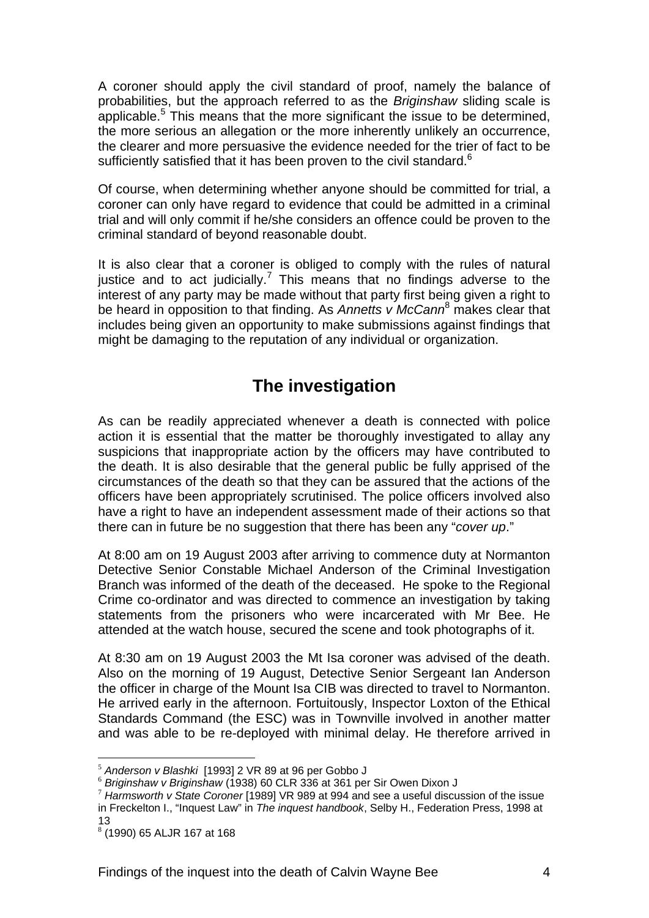A coroner should apply the civil standard of proof, namely the balance of probabilities, but the approach referred to as the *Briginshaw* sliding scale is applicable.[5] This means that the more significant the issue to be determined, the more serious an allegation or the more inherently unlikely an occurrence, the clearer and more persuasive the evidence needed for the trier of fact to be sufficiently satisfied that it has been proven to the civil standard.[6]

Of course, when determining whether anyone should be committed for trial, a coroner can only have regard to evidence that could be admitted in a criminal trial and will only commit if he/she considers an offence could be proven to the criminal standard of beyond reasonable doubt.

It is also clear that a coroner is obliged to comply with the rules of natural justice and to act judicially.[7] This means that no findings adverse to the interest of any party may be made without that party first being given a right to be heard in opposition to that finding. As *Annetts v McCann*[8] makes clear that includes being given an opportunity to make submissions against findings that might be damaging to the reputation of any individual or organization.

## The investigation

As can be readily appreciated whenever a death is connected with police action it is essential that the matter be thoroughly investigated to allay any suspicions that inappropriate action by the officers may have contributed to the death. It is also desirable that the general public be fully apprised of the circumstances of the death so that they can be assured that the actions of the officers have been appropriately scrutinised. The police officers involved also have a right to have an independent assessment made of their actions so that there can in future be no suggestion that there has been any "*cover up*."

At 8:00 am on 19 August 2003 after arriving to commence duty at Normanton Detective Senior Constable Michael Anderson of the Criminal Investigation Branch was informed of the death of the deceased. He spoke to the Regional Crime co-ordinator and was directed to commence an investigation by taking statements from the prisoners who were incarcerated with Mr Bee. He attended at the watch house, secured the scene and took photographs of it.

At 8:30 am on 19 August 2003 the Mt Isa coroner was advised of the death. Also on the morning of 19 August, Detective Senior Sergeant Ian Anderson the officer in charge of the Mount Isa CIB was directed to travel to Normanton. He arrived early in the afternoon. Fortuitously, Inspector Loxton of the Ethical Standards Command (the ESC) was in Townville involved in another matter and was able to be re-deployed with minimal delay. He therefore arrived in

---

[5] *Anderson v Blashki* [1993] 2 VR 89 at 96 per Gobbo J

[6] *Briginshaw v Briginshaw* (1938) 60 CLR 336 at 361 per Sir Owen Dixon J

[7] *Harmsworth v State Coroner* [1989] VR 989 at 994 and see a useful discussion of the issue in Freckelton I., "Inquest Law" in *The inquest handbook*, Selby H., Federation Press, 1998 at 13

[8] (1990) 65 ALJR 167 at 168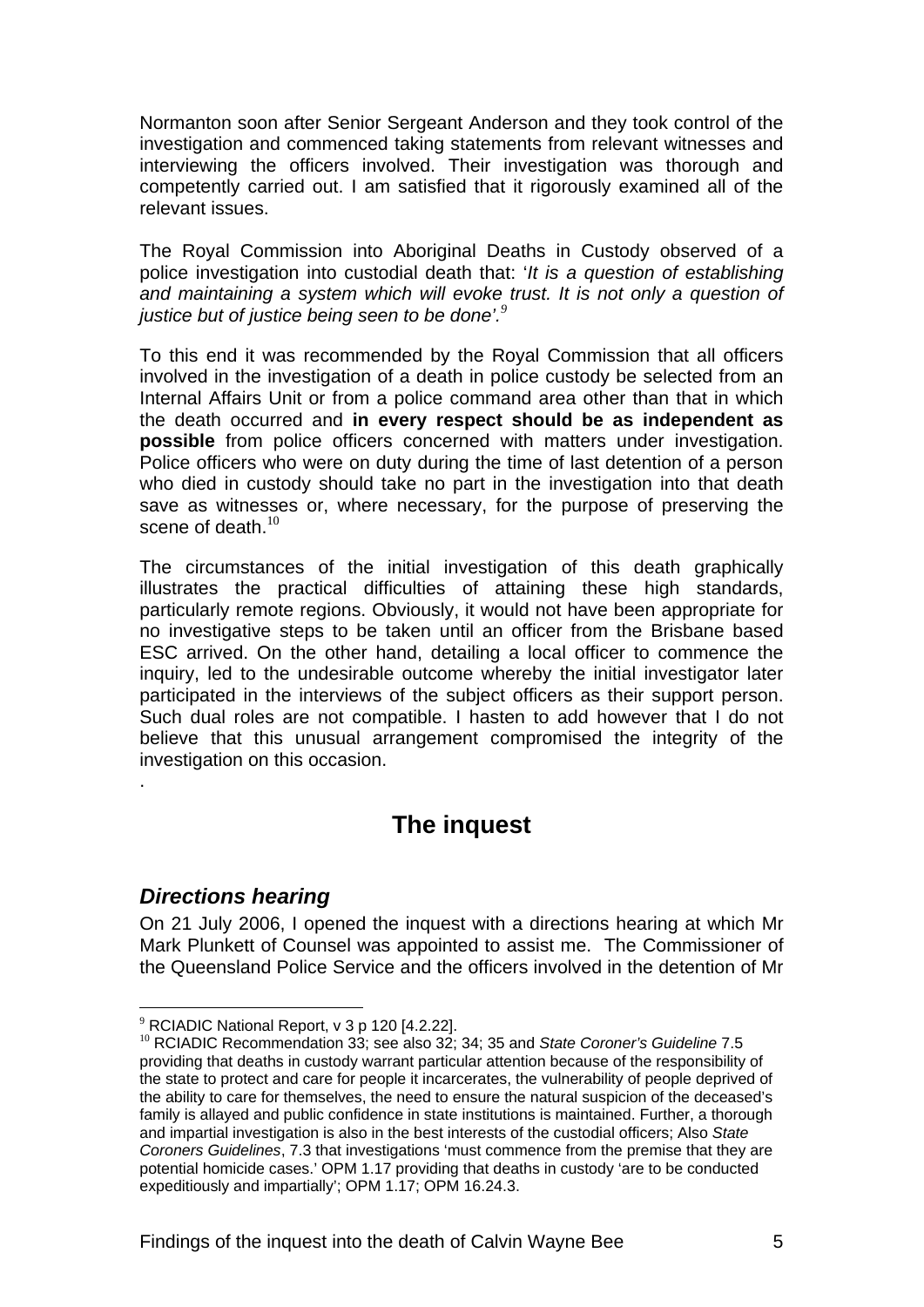Normanton soon after Senior Sergeant Anderson and they took control of the investigation and commenced taking statements from relevant witnesses and interviewing the officers involved. Their investigation was thorough and competently carried out. I am satisfied that it rigorously examined all of the relevant issues.

The Royal Commission into Aboriginal Deaths in Custody observed of a police investigation into custodial death that: '*It is a question of establishing and maintaining a system which will evoke trust. It is not only a question of justice but of justice being seen to be done'.*[9]

To this end it was recommended by the Royal Commission that all officers involved in the investigation of a death in police custody be selected from an Internal Affairs Unit or from a police command area other than that in which the death occurred and **in every respect should be as independent as possible** from police officers concerned with matters under investigation. Police officers who were on duty during the time of last detention of a person who died in custody should take no part in the investigation into that death save as witnesses or, where necessary, for the purpose of preserving the scene of death.[10]

The circumstances of the initial investigation of this death graphically illustrates the practical difficulties of attaining these high standards, particularly remote regions. Obviously, it would not have been appropriate for no investigative steps to be taken until an officer from the Brisbane based ESC arrived. On the other hand, detailing a local officer to commence the inquiry, led to the undesirable outcome whereby the initial investigator later participated in the interviews of the subject officers as their support person. Such dual roles are not compatible. I hasten to add however that I do not believe that this unusual arrangement compromised the integrity of the investigation on this occasion.

.

## The inquest

### *Directions hearing*

On 21 July 2006, I opened the inquest with a directions hearing at which Mr Mark Plunkett of Counsel was appointed to assist me. The Commissioner of the Queensland Police Service and the officers involved in the detention of Mr

---

[9] RCIADIC National Report, v 3 p 120 [4.2.22].

[10] RCIADIC Recommendation 33; see also 32; 34; 35 and *State Coroner's Guideline* 7.5 providing that deaths in custody warrant particular attention because of the responsibility of the state to protect and care for people it incarcerates, the vulnerability of people deprived of the ability to care for themselves, the need to ensure the natural suspicion of the deceased's family is allayed and public confidence in state institutions is maintained. Further, a thorough and impartial investigation is also in the best interests of the custodial officers; Also *State Coroners Guidelines*, 7.3 that investigations 'must commence from the premise that they are potential homicide cases.' OPM 1.17 providing that deaths in custody 'are to be conducted expeditiously and impartially'; OPM 1.17; OPM 16.24.3.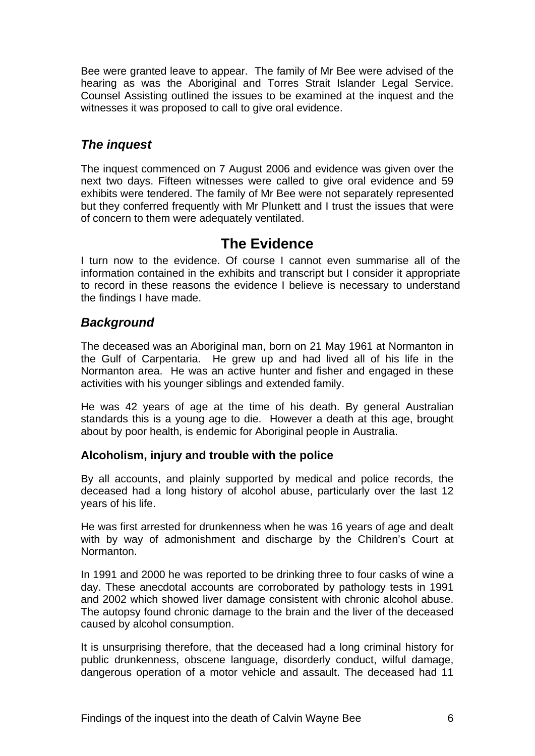Bee were granted leave to appear. The family of Mr Bee were advised of the hearing as was the Aboriginal and Torres Strait Islander Legal Service. Counsel Assisting outlined the issues to be examined at the inquest and the witnesses it was proposed to call to give oral evidence.

## *The inquest*

The inquest commenced on 7 August 2006 and evidence was given over the next two days. Fifteen witnesses were called to give oral evidence and 59 exhibits were tendered. The family of Mr Bee were not separately represented but they conferred frequently with Mr Plunkett and I trust the issues that were of concern to them were adequately ventilated.

# The Evidence

I turn now to the evidence. Of course I cannot even summarise all of the information contained in the exhibits and transcript but I consider it appropriate to record in these reasons the evidence I believe is necessary to understand the findings I have made.

## *Background*

The deceased was an Aboriginal man, born on 21 May 1961 at Normanton in the Gulf of Carpentaria. He grew up and had lived all of his life in the Normanton area. He was an active hunter and fisher and engaged in these activities with his younger siblings and extended family.

He was 42 years of age at the time of his death. By general Australian standards this is a young age to die. However a death at this age, brought about by poor health, is endemic for Aboriginal people in Australia.

### Alcoholism, injury and trouble with the police

By all accounts, and plainly supported by medical and police records, the deceased had a long history of alcohol abuse, particularly over the last 12 years of his life.

He was first arrested for drunkenness when he was 16 years of age and dealt with by way of admonishment and discharge by the Children's Court at Normanton.

In 1991 and 2000 he was reported to be drinking three to four casks of wine a day. These anecdotal accounts are corroborated by pathology tests in 1991 and 2002 which showed liver damage consistent with chronic alcohol abuse. The autopsy found chronic damage to the brain and the liver of the deceased caused by alcohol consumption.

It is unsurprising therefore, that the deceased had a long criminal history for public drunkenness, obscene language, disorderly conduct, wilful damage, dangerous operation of a motor vehicle and assault. The deceased had 11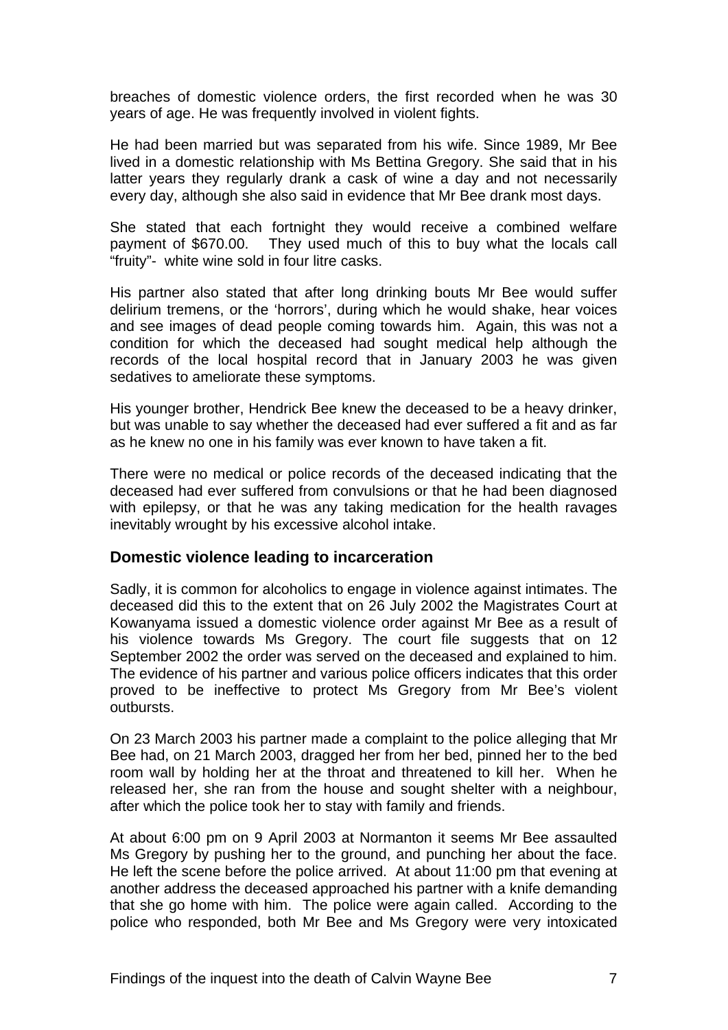breaches of domestic violence orders, the first recorded when he was 30 years of age. He was frequently involved in violent fights.

He had been married but was separated from his wife. Since 1989, Mr Bee lived in a domestic relationship with Ms Bettina Gregory. She said that in his latter years they regularly drank a cask of wine a day and not necessarily every day, although she also said in evidence that Mr Bee drank most days.

She stated that each fortnight they would receive a combined welfare payment of $670.00. They used much of this to buy what the locals call "fruity"- white wine sold in four litre casks.

His partner also stated that after long drinking bouts Mr Bee would suffer delirium tremens, or the 'horrors', during which he would shake, hear voices and see images of dead people coming towards him. Again, this was not a condition for which the deceased had sought medical help although the records of the local hospital record that in January 2003 he was given sedatives to ameliorate these symptoms.

His younger brother, Hendrick Bee knew the deceased to be a heavy drinker, but was unable to say whether the deceased had ever suffered a fit and as far as he knew no one in his family was ever known to have taken a fit.

There were no medical or police records of the deceased indicating that the deceased had ever suffered from convulsions or that he had been diagnosed with epilepsy, or that he was any taking medication for the health ravages inevitably wrought by his excessive alcohol intake.

## Domestic violence leading to incarceration

Sadly, it is common for alcoholics to engage in violence against intimates. The deceased did this to the extent that on 26 July 2002 the Magistrates Court at Kowanyama issued a domestic violence order against Mr Bee as a result of his violence towards Ms Gregory. The court file suggests that on 12 September 2002 the order was served on the deceased and explained to him. The evidence of his partner and various police officers indicates that this order proved to be ineffective to protect Ms Gregory from Mr Bee's violent outbursts.

On 23 March 2003 his partner made a complaint to the police alleging that Mr Bee had, on 21 March 2003, dragged her from her bed, pinned her to the bed room wall by holding her at the throat and threatened to kill her. When he released her, she ran from the house and sought shelter with a neighbour, after which the police took her to stay with family and friends.

At about 6:00 pm on 9 April 2003 at Normanton it seems Mr Bee assaulted Ms Gregory by pushing her to the ground, and punching her about the face. He left the scene before the police arrived. At about 11:00 pm that evening at another address the deceased approached his partner with a knife demanding that she go home with him. The police were again called. According to the police who responded, both Mr Bee and Ms Gregory were very intoxicated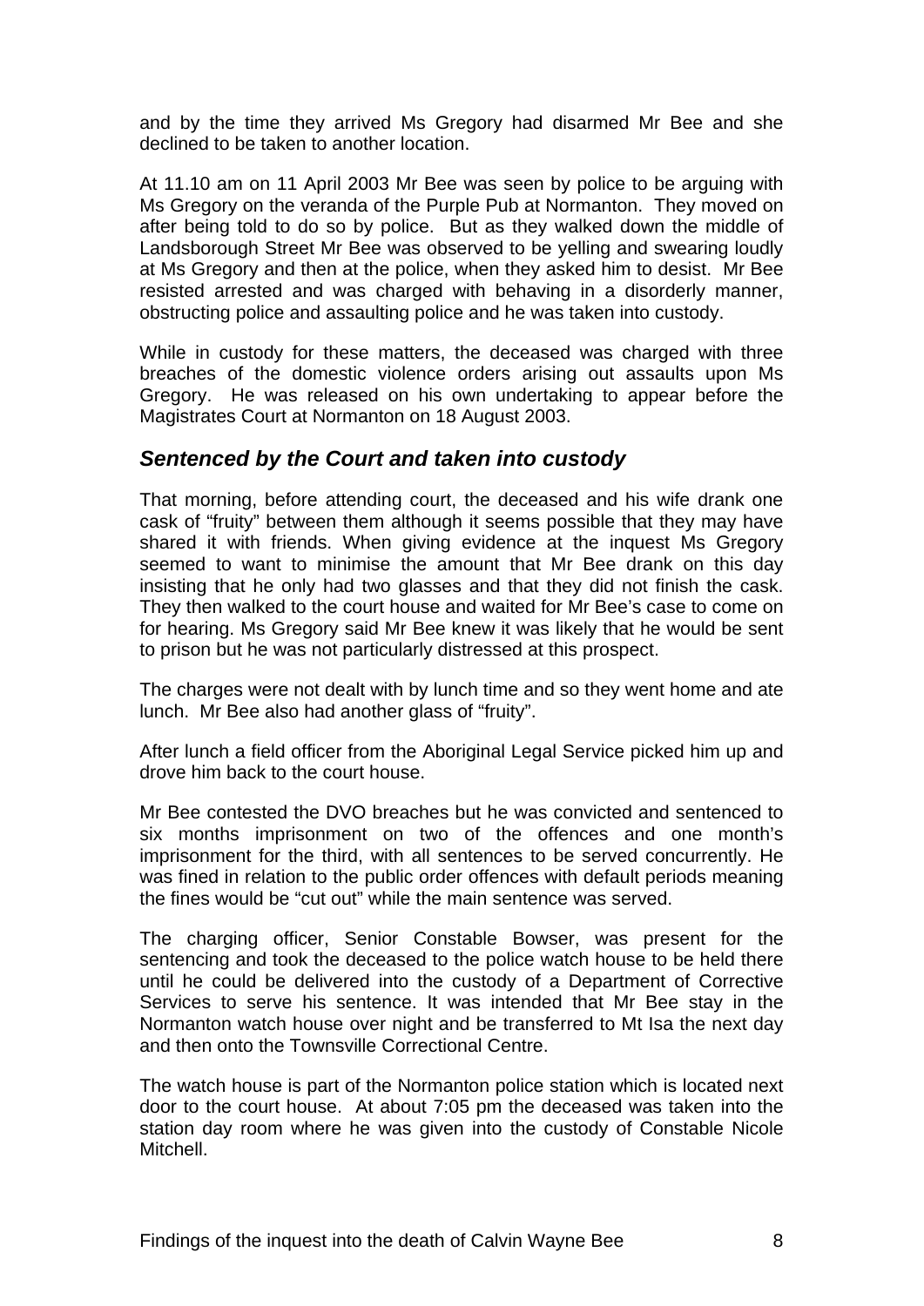and by the time they arrived Ms Gregory had disarmed Mr Bee and she declined to be taken to another location.

At 11.10 am on 11 April 2003 Mr Bee was seen by police to be arguing with Ms Gregory on the veranda of the Purple Pub at Normanton. They moved on after being told to do so by police. But as they walked down the middle of Landsborough Street Mr Bee was observed to be yelling and swearing loudly at Ms Gregory and then at the police, when they asked him to desist. Mr Bee resisted arrested and was charged with behaving in a disorderly manner, obstructing police and assaulting police and he was taken into custody.

While in custody for these matters, the deceased was charged with three breaches of the domestic violence orders arising out assaults upon Ms Gregory. He was released on his own undertaking to appear before the Magistrates Court at Normanton on 18 August 2003.

### *Sentenced by the Court and taken into custody*

That morning, before attending court, the deceased and his wife drank one cask of "fruity" between them although it seems possible that they may have shared it with friends. When giving evidence at the inquest Ms Gregory seemed to want to minimise the amount that Mr Bee drank on this day insisting that he only had two glasses and that they did not finish the cask. They then walked to the court house and waited for Mr Bee's case to come on for hearing. Ms Gregory said Mr Bee knew it was likely that he would be sent to prison but he was not particularly distressed at this prospect.

The charges were not dealt with by lunch time and so they went home and ate lunch. Mr Bee also had another glass of "fruity".

After lunch a field officer from the Aboriginal Legal Service picked him up and drove him back to the court house.

Mr Bee contested the DVO breaches but he was convicted and sentenced to six months imprisonment on two of the offences and one month's imprisonment for the third, with all sentences to be served concurrently. He was fined in relation to the public order offences with default periods meaning the fines would be "cut out" while the main sentence was served.

The charging officer, Senior Constable Bowser, was present for the sentencing and took the deceased to the police watch house to be held there until he could be delivered into the custody of a Department of Corrective Services to serve his sentence. It was intended that Mr Bee stay in the Normanton watch house over night and be transferred to Mt Isa the next day and then onto the Townsville Correctional Centre.

The watch house is part of the Normanton police station which is located next door to the court house. At about 7:05 pm the deceased was taken into the station day room where he was given into the custody of Constable Nicole Mitchell.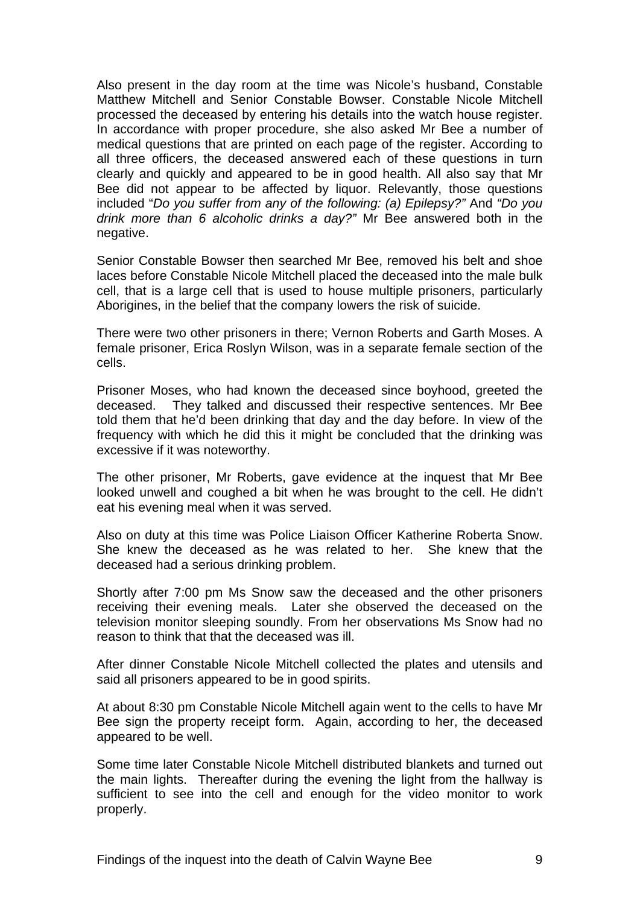Also present in the day room at the time was Nicole's husband, Constable Matthew Mitchell and Senior Constable Bowser. Constable Nicole Mitchell processed the deceased by entering his details into the watch house register. In accordance with proper procedure, she also asked Mr Bee a number of medical questions that are printed on each page of the register. According to all three officers, the deceased answered each of these questions in turn clearly and quickly and appeared to be in good health. All also say that Mr Bee did not appear to be affected by liquor. Relevantly, those questions included "*Do you suffer from any of the following: (a) Epilepsy?"* And *"Do you drink more than 6 alcoholic drinks a day?"* Mr Bee answered both in the negative.

Senior Constable Bowser then searched Mr Bee, removed his belt and shoe laces before Constable Nicole Mitchell placed the deceased into the male bulk cell, that is a large cell that is used to house multiple prisoners, particularly Aborigines, in the belief that the company lowers the risk of suicide.

There were two other prisoners in there; Vernon Roberts and Garth Moses. A female prisoner, Erica Roslyn Wilson, was in a separate female section of the cells.

Prisoner Moses, who had known the deceased since boyhood, greeted the deceased. They talked and discussed their respective sentences. Mr Bee told them that he'd been drinking that day and the day before. In view of the frequency with which he did this it might be concluded that the drinking was excessive if it was noteworthy.

The other prisoner, Mr Roberts, gave evidence at the inquest that Mr Bee looked unwell and coughed a bit when he was brought to the cell. He didn't eat his evening meal when it was served.

Also on duty at this time was Police Liaison Officer Katherine Roberta Snow. She knew the deceased as he was related to her. She knew that the deceased had a serious drinking problem.

Shortly after 7:00 pm Ms Snow saw the deceased and the other prisoners receiving their evening meals. Later she observed the deceased on the television monitor sleeping soundly. From her observations Ms Snow had no reason to think that that the deceased was ill.

After dinner Constable Nicole Mitchell collected the plates and utensils and said all prisoners appeared to be in good spirits.

At about 8:30 pm Constable Nicole Mitchell again went to the cells to have Mr Bee sign the property receipt form. Again, according to her, the deceased appeared to be well.

Some time later Constable Nicole Mitchell distributed blankets and turned out the main lights. Thereafter during the evening the light from the hallway is sufficient to see into the cell and enough for the video monitor to work properly.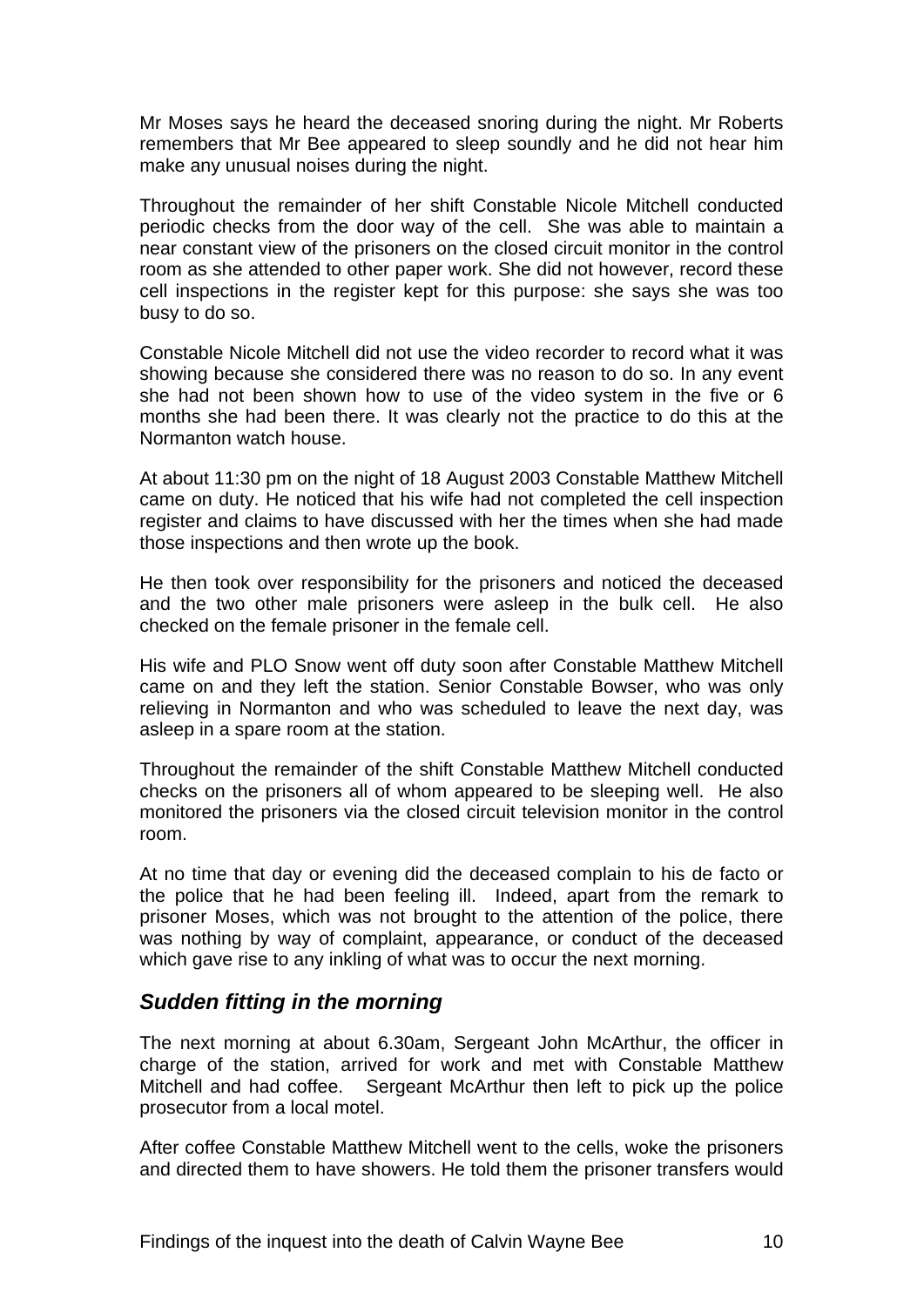Mr Moses says he heard the deceased snoring during the night. Mr Roberts remembers that Mr Bee appeared to sleep soundly and he did not hear him make any unusual noises during the night.

Throughout the remainder of her shift Constable Nicole Mitchell conducted periodic checks from the door way of the cell. She was able to maintain a near constant view of the prisoners on the closed circuit monitor in the control room as she attended to other paper work. She did not however, record these cell inspections in the register kept for this purpose: she says she was too busy to do so.

Constable Nicole Mitchell did not use the video recorder to record what it was showing because she considered there was no reason to do so. In any event she had not been shown how to use of the video system in the five or 6 months she had been there. It was clearly not the practice to do this at the Normanton watch house.

At about 11:30 pm on the night of 18 August 2003 Constable Matthew Mitchell came on duty. He noticed that his wife had not completed the cell inspection register and claims to have discussed with her the times when she had made those inspections and then wrote up the book.

He then took over responsibility for the prisoners and noticed the deceased and the two other male prisoners were asleep in the bulk cell. He also checked on the female prisoner in the female cell.

His wife and PLO Snow went off duty soon after Constable Matthew Mitchell came on and they left the station. Senior Constable Bowser, who was only relieving in Normanton and who was scheduled to leave the next day, was asleep in a spare room at the station.

Throughout the remainder of the shift Constable Matthew Mitchell conducted checks on the prisoners all of whom appeared to be sleeping well. He also monitored the prisoners via the closed circuit television monitor in the control room.

At no time that day or evening did the deceased complain to his de facto or the police that he had been feeling ill. Indeed, apart from the remark to prisoner Moses, which was not brought to the attention of the police, there was nothing by way of complaint, appearance, or conduct of the deceased which gave rise to any inkling of what was to occur the next morning.

## *Sudden fitting in the morning*

The next morning at about 6.30am, Sergeant John McArthur, the officer in charge of the station, arrived for work and met with Constable Matthew Mitchell and had coffee. Sergeant McArthur then left to pick up the police prosecutor from a local motel.

After coffee Constable Matthew Mitchell went to the cells, woke the prisoners and directed them to have showers. He told them the prisoner transfers would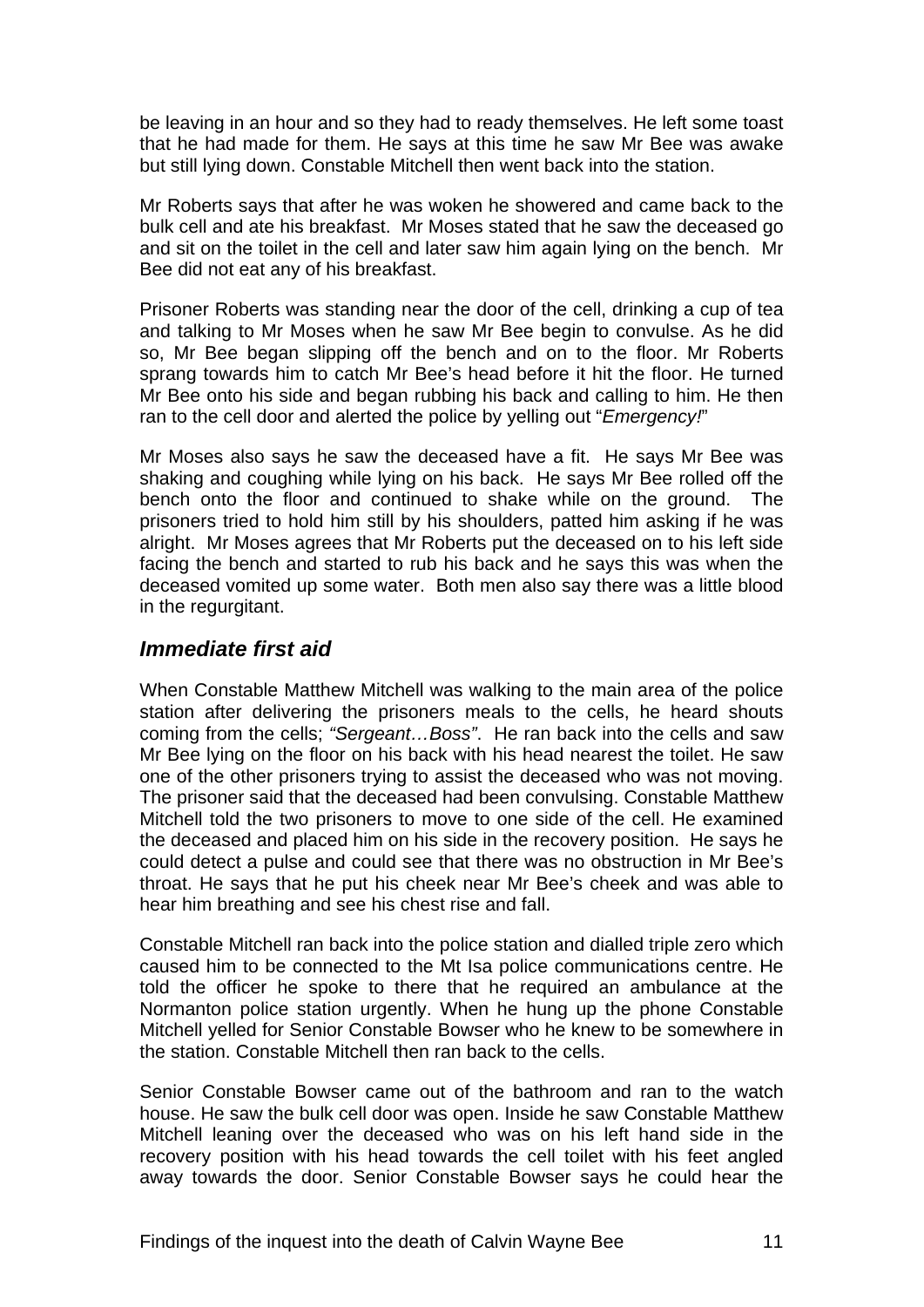be leaving in an hour and so they had to ready themselves. He left some toast that he had made for them. He says at this time he saw Mr Bee was awake but still lying down. Constable Mitchell then went back into the station.

Mr Roberts says that after he was woken he showered and came back to the bulk cell and ate his breakfast. Mr Moses stated that he saw the deceased go and sit on the toilet in the cell and later saw him again lying on the bench. Mr Bee did not eat any of his breakfast.

Prisoner Roberts was standing near the door of the cell, drinking a cup of tea and talking to Mr Moses when he saw Mr Bee begin to convulse. As he did so, Mr Bee began slipping off the bench and on to the floor. Mr Roberts sprang towards him to catch Mr Bee's head before it hit the floor. He turned Mr Bee onto his side and began rubbing his back and calling to him. He then ran to the cell door and alerted the police by yelling out "*Emergency!*"

Mr Moses also says he saw the deceased have a fit. He says Mr Bee was shaking and coughing while lying on his back. He says Mr Bee rolled off the bench onto the floor and continued to shake while on the ground. The prisoners tried to hold him still by his shoulders, patted him asking if he was alright. Mr Moses agrees that Mr Roberts put the deceased on to his left side facing the bench and started to rub his back and he says this was when the deceased vomited up some water. Both men also say there was a little blood in the regurgitant.

## *Immediate first aid*

When Constable Matthew Mitchell was walking to the main area of the police station after delivering the prisoners meals to the cells, he heard shouts coming from the cells; *"Sergeant…Boss"*. He ran back into the cells and saw Mr Bee lying on the floor on his back with his head nearest the toilet. He saw one of the other prisoners trying to assist the deceased who was not moving. The prisoner said that the deceased had been convulsing. Constable Matthew Mitchell told the two prisoners to move to one side of the cell. He examined the deceased and placed him on his side in the recovery position. He says he could detect a pulse and could see that there was no obstruction in Mr Bee's throat. He says that he put his cheek near Mr Bee's cheek and was able to hear him breathing and see his chest rise and fall.

Constable Mitchell ran back into the police station and dialled triple zero which caused him to be connected to the Mt Isa police communications centre. He told the officer he spoke to there that he required an ambulance at the Normanton police station urgently. When he hung up the phone Constable Mitchell yelled for Senior Constable Bowser who he knew to be somewhere in the station. Constable Mitchell then ran back to the cells.

Senior Constable Bowser came out of the bathroom and ran to the watch house. He saw the bulk cell door was open. Inside he saw Constable Matthew Mitchell leaning over the deceased who was on his left hand side in the recovery position with his head towards the cell toilet with his feet angled away towards the door. Senior Constable Bowser says he could hear the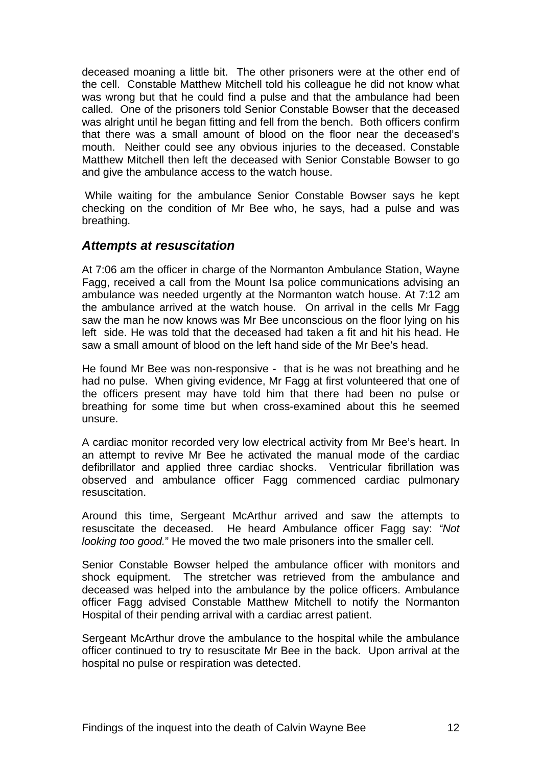deceased moaning a little bit. The other prisoners were at the other end of the cell. Constable Matthew Mitchell told his colleague he did not know what was wrong but that he could find a pulse and that the ambulance had been called. One of the prisoners told Senior Constable Bowser that the deceased was alright until he began fitting and fell from the bench. Both officers confirm that there was a small amount of blood on the floor near the deceased's mouth. Neither could see any obvious injuries to the deceased. Constable Matthew Mitchell then left the deceased with Senior Constable Bowser to go and give the ambulance access to the watch house.

While waiting for the ambulance Senior Constable Bowser says he kept checking on the condition of Mr Bee who, he says, had a pulse and was breathing.

### *Attempts at resuscitation*

At 7:06 am the officer in charge of the Normanton Ambulance Station, Wayne Fagg, received a call from the Mount Isa police communications advising an ambulance was needed urgently at the Normanton watch house. At 7:12 am the ambulance arrived at the watch house. On arrival in the cells Mr Fagg saw the man he now knows was Mr Bee unconscious on the floor lying on his left side. He was told that the deceased had taken a fit and hit his head. He saw a small amount of blood on the left hand side of the Mr Bee's head.

He found Mr Bee was non-responsive - that is he was not breathing and he had no pulse. When giving evidence, Mr Fagg at first volunteered that one of the officers present may have told him that there had been no pulse or breathing for some time but when cross-examined about this he seemed unsure.

A cardiac monitor recorded very low electrical activity from Mr Bee's heart. In an attempt to revive Mr Bee he activated the manual mode of the cardiac defibrillator and applied three cardiac shocks. Ventricular fibrillation was observed and ambulance officer Fagg commenced cardiac pulmonary resuscitation.

Around this time, Sergeant McArthur arrived and saw the attempts to resuscitate the deceased. He heard Ambulance officer Fagg say: *"Not looking too good.*" He moved the two male prisoners into the smaller cell.

Senior Constable Bowser helped the ambulance officer with monitors and shock equipment. The stretcher was retrieved from the ambulance and deceased was helped into the ambulance by the police officers. Ambulance officer Fagg advised Constable Matthew Mitchell to notify the Normanton Hospital of their pending arrival with a cardiac arrest patient.

Sergeant McArthur drove the ambulance to the hospital while the ambulance officer continued to try to resuscitate Mr Bee in the back. Upon arrival at the hospital no pulse or respiration was detected.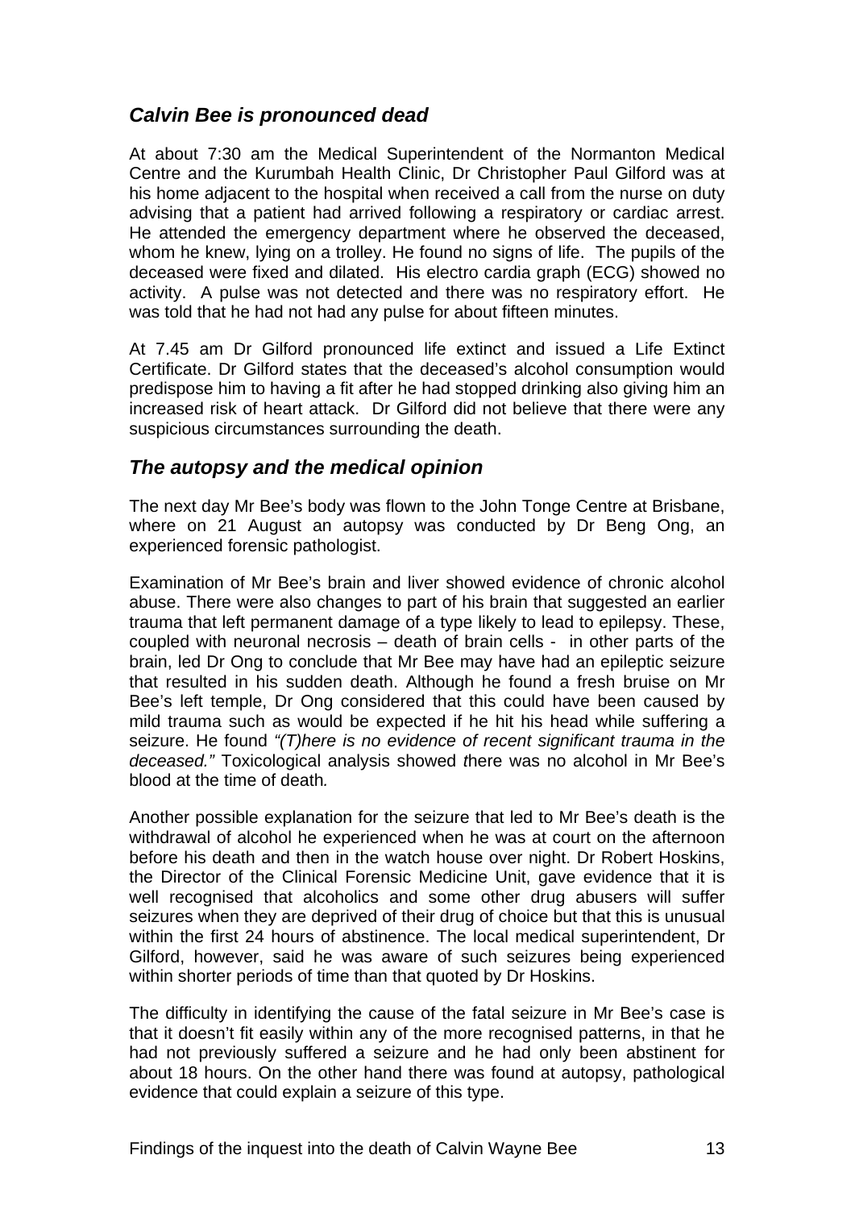## *Calvin Bee is pronounced dead*

At about 7:30 am the Medical Superintendent of the Normanton Medical Centre and the Kurumbah Health Clinic, Dr Christopher Paul Gilford was at his home adjacent to the hospital when received a call from the nurse on duty advising that a patient had arrived following a respiratory or cardiac arrest. He attended the emergency department where he observed the deceased, whom he knew, lying on a trolley. He found no signs of life. The pupils of the deceased were fixed and dilated. His electro cardia graph (ECG) showed no activity. A pulse was not detected and there was no respiratory effort. He was told that he had not had any pulse for about fifteen minutes.

At 7.45 am Dr Gilford pronounced life extinct and issued a Life Extinct Certificate. Dr Gilford states that the deceased's alcohol consumption would predispose him to having a fit after he had stopped drinking also giving him an increased risk of heart attack. Dr Gilford did not believe that there were any suspicious circumstances surrounding the death.

## *The autopsy and the medical opinion*

The next day Mr Bee's body was flown to the John Tonge Centre at Brisbane, where on 21 August an autopsy was conducted by Dr Beng Ong, an experienced forensic pathologist.

Examination of Mr Bee's brain and liver showed evidence of chronic alcohol abuse. There were also changes to part of his brain that suggested an earlier trauma that left permanent damage of a type likely to lead to epilepsy. These, coupled with neuronal necrosis – death of brain cells - in other parts of the brain, led Dr Ong to conclude that Mr Bee may have had an epileptic seizure that resulted in his sudden death. Although he found a fresh bruise on Mr Bee's left temple, Dr Ong considered that this could have been caused by mild trauma such as would be expected if he hit his head while suffering a seizure. He found *"(T)here is no evidence of recent significant trauma in the deceased."* Toxicological analysis showed *t*here was no alcohol in Mr Bee's blood at the time of death*.*

Another possible explanation for the seizure that led to Mr Bee's death is the withdrawal of alcohol he experienced when he was at court on the afternoon before his death and then in the watch house over night. Dr Robert Hoskins, the Director of the Clinical Forensic Medicine Unit, gave evidence that it is well recognised that alcoholics and some other drug abusers will suffer seizures when they are deprived of their drug of choice but that this is unusual within the first 24 hours of abstinence. The local medical superintendent, Dr Gilford, however, said he was aware of such seizures being experienced within shorter periods of time than that quoted by Dr Hoskins.

The difficulty in identifying the cause of the fatal seizure in Mr Bee's case is that it doesn't fit easily within any of the more recognised patterns, in that he had not previously suffered a seizure and he had only been abstinent for about 18 hours. On the other hand there was found at autopsy, pathological evidence that could explain a seizure of this type.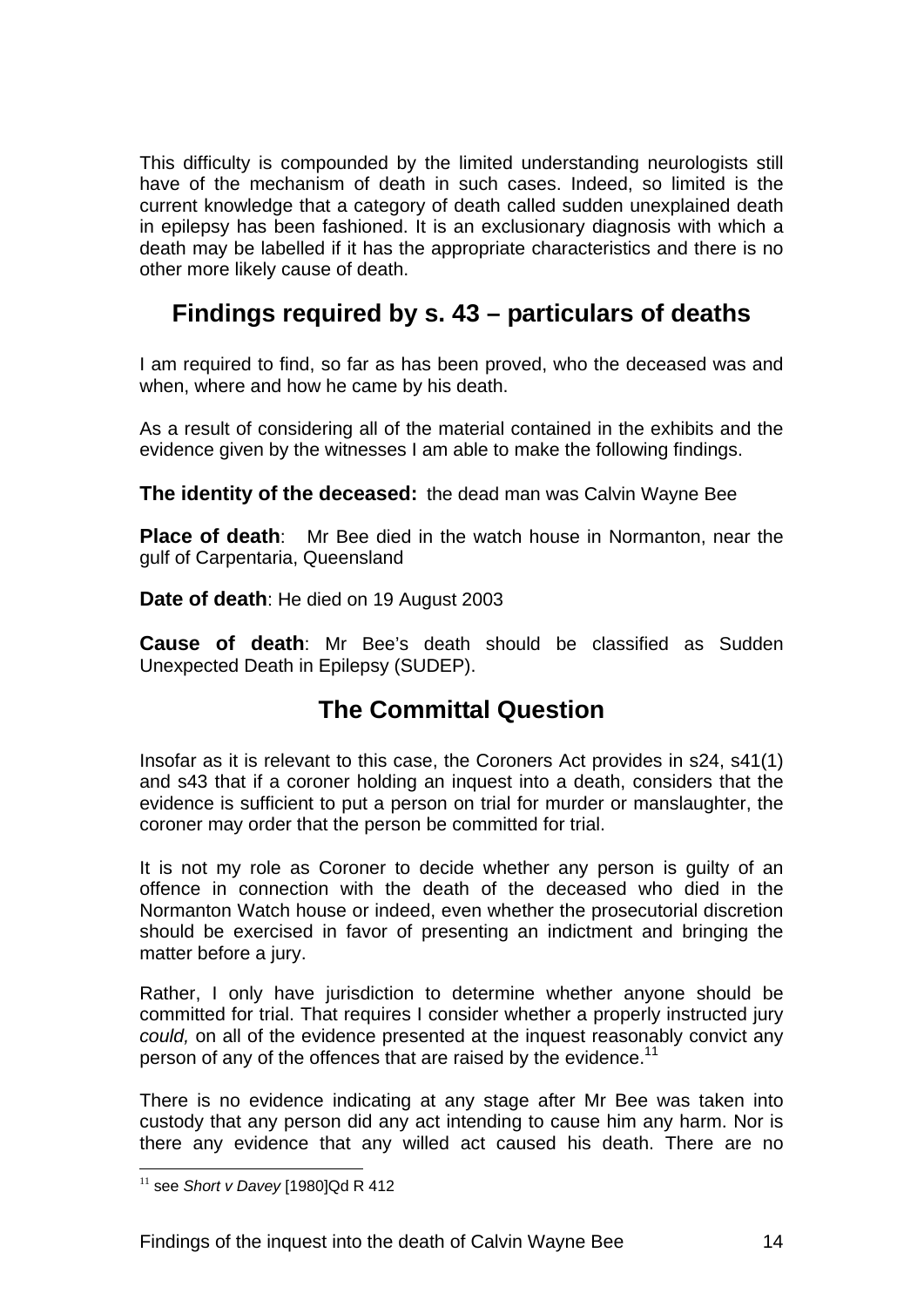This difficulty is compounded by the limited understanding neurologists still have of the mechanism of death in such cases. Indeed, so limited is the current knowledge that a category of death called sudden unexplained death in epilepsy has been fashioned. It is an exclusionary diagnosis with which a death may be labelled if it has the appropriate characteristics and there is no other more likely cause of death.

## Findings required by s. 43 – particulars of deaths

I am required to find, so far as has been proved, who the deceased was and when, where and how he came by his death.

As a result of considering all of the material contained in the exhibits and the evidence given by the witnesses I am able to make the following findings.

**The identity of the deceased:** the dead man was Calvin Wayne Bee

**Place of death**: Mr Bee died in the watch house in Normanton, near the gulf of Carpentaria, Queensland

**Date of death**: He died on 19 August 2003

**Cause of death**: Mr Bee's death should be classified as Sudden Unexpected Death in Epilepsy (SUDEP).

## The Committal Question

Insofar as it is relevant to this case, the Coroners Act provides in s24, s41(1) and s43 that if a coroner holding an inquest into a death, considers that the evidence is sufficient to put a person on trial for murder or manslaughter, the coroner may order that the person be committed for trial.

It is not my role as Coroner to decide whether any person is guilty of an offence in connection with the death of the deceased who died in the Normanton Watch house or indeed, even whether the prosecutorial discretion should be exercised in favor of presenting an indictment and bringing the matter before a jury.

Rather, I only have jurisdiction to determine whether anyone should be committed for trial. That requires I consider whether a properly instructed jury *could,* on all of the evidence presented at the inquest reasonably convict any person of any of the offences that are raised by the evidence.[11]

There is no evidence indicating at any stage after Mr Bee was taken into custody that any person did any act intending to cause him any harm. Nor is there any evidence that any willed act caused his death. There are no

[11] see *Short v Davey* [1980]Qd R 412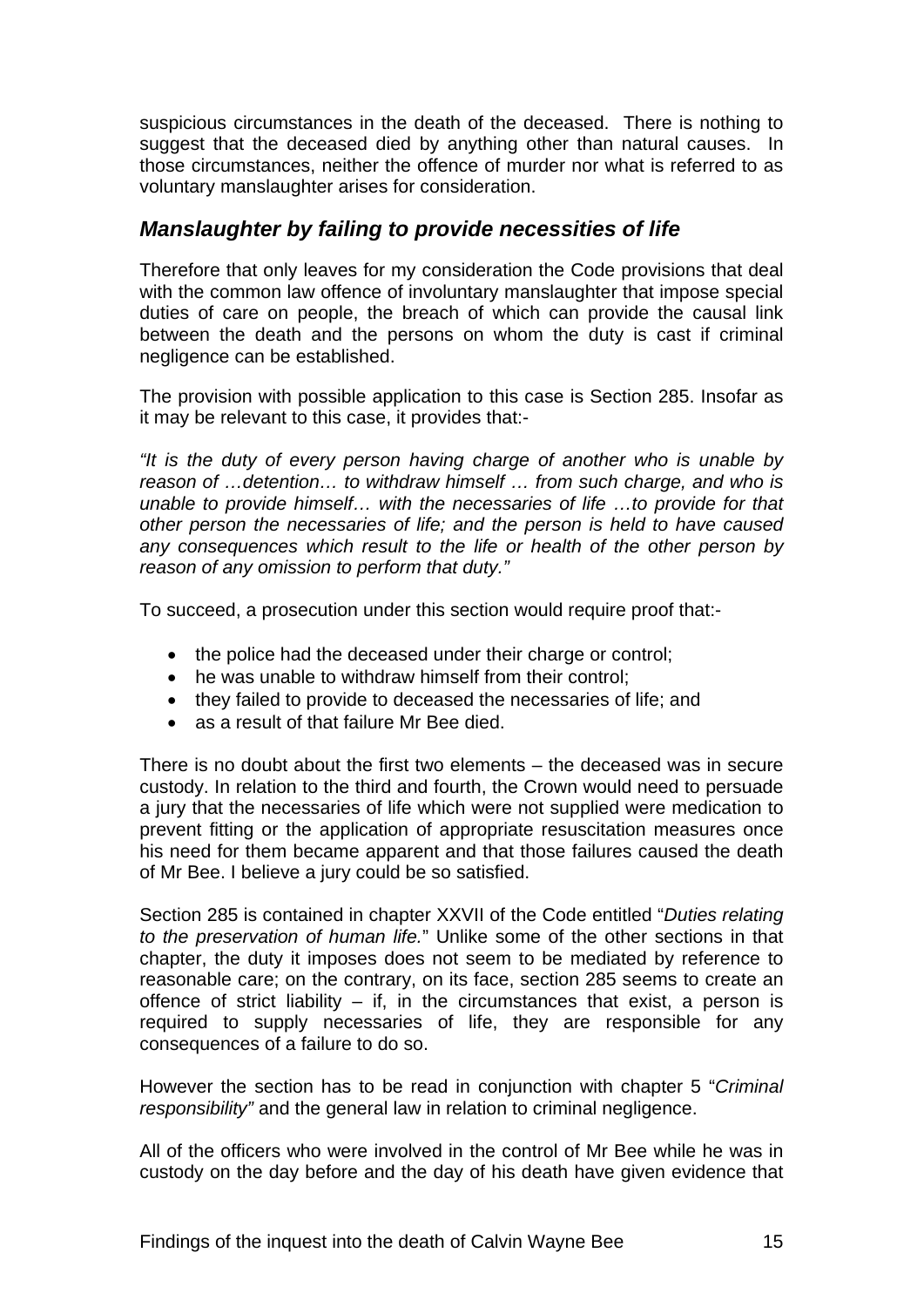suspicious circumstances in the death of the deceased. There is nothing to suggest that the deceased died by anything other than natural causes. In those circumstances, neither the offence of murder nor what is referred to as voluntary manslaughter arises for consideration.

## *Manslaughter by failing to provide necessities of life*

Therefore that only leaves for my consideration the Code provisions that deal with the common law offence of involuntary manslaughter that impose special duties of care on people, the breach of which can provide the causal link between the death and the persons on whom the duty is cast if criminal negligence can be established.

The provision with possible application to this case is Section 285. Insofar as it may be relevant to this case, it provides that:-

*"It is the duty of every person having charge of another who is unable by reason of …detention… to withdraw himself … from such charge, and who is unable to provide himself… with the necessaries of life …to provide for that other person the necessaries of life; and the person is held to have caused any consequences which result to the life or health of the other person by reason of any omission to perform that duty."*

To succeed, a prosecution under this section would require proof that:-

- the police had the deceased under their charge or control;
- he was unable to withdraw himself from their control;
- they failed to provide to deceased the necessaries of life; and
- as a result of that failure Mr Bee died.

There is no doubt about the first two elements – the deceased was in secure custody. In relation to the third and fourth, the Crown would need to persuade a jury that the necessaries of life which were not supplied were medication to prevent fitting or the application of appropriate resuscitation measures once his need for them became apparent and that those failures caused the death of Mr Bee. I believe a jury could be so satisfied.

Section 285 is contained in chapter XXVII of the Code entitled "*Duties relating to the preservation of human life.*" Unlike some of the other sections in that chapter, the duty it imposes does not seem to be mediated by reference to reasonable care; on the contrary, on its face, section 285 seems to create an offence of strict liability – if, in the circumstances that exist, a person is required to supply necessaries of life, they are responsible for any consequences of a failure to do so.

However the section has to be read in conjunction with chapter 5 "*Criminal responsibility"* and the general law in relation to criminal negligence.

All of the officers who were involved in the control of Mr Bee while he was in custody on the day before and the day of his death have given evidence that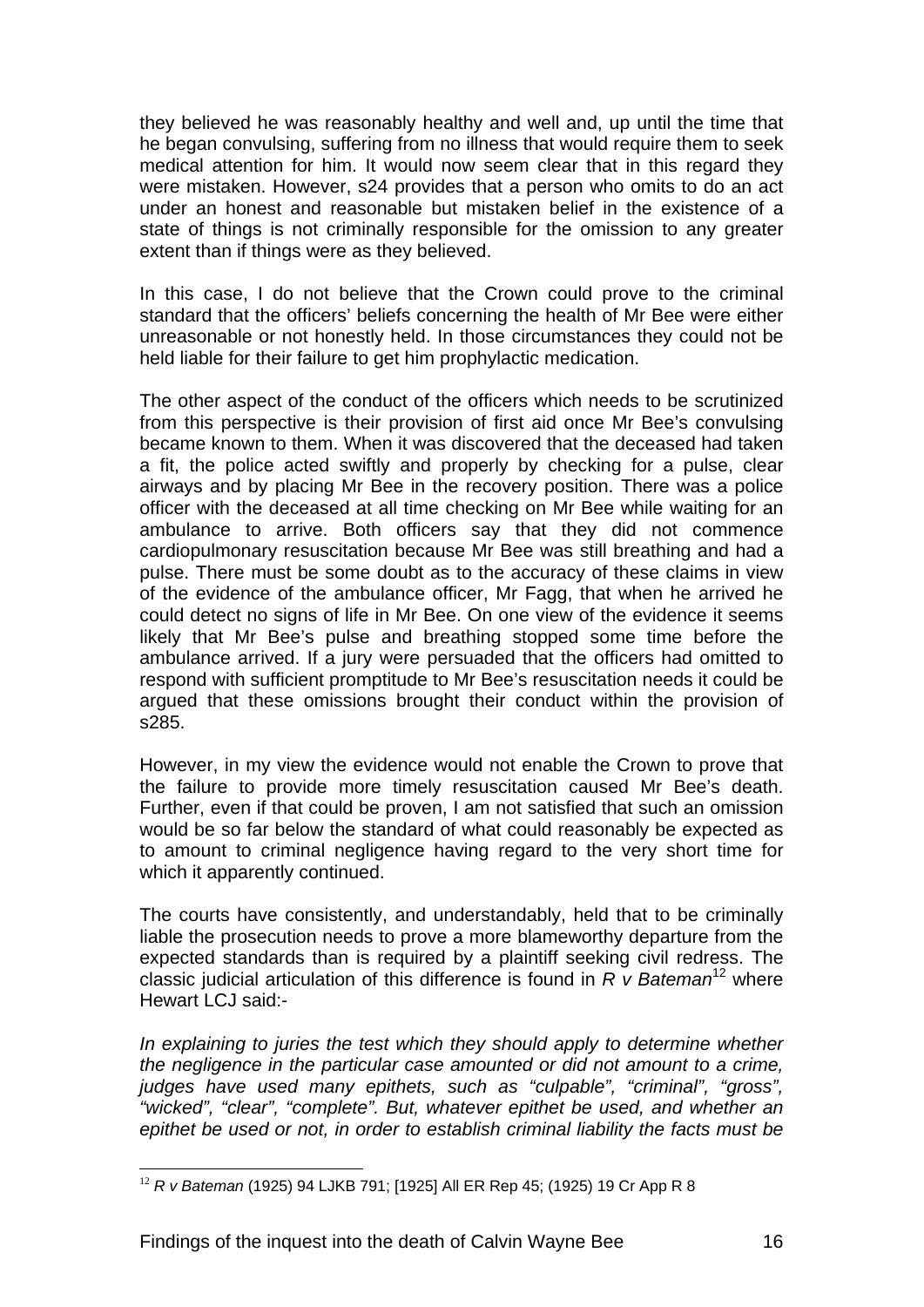they believed he was reasonably healthy and well and, up until the time that he began convulsing, suffering from no illness that would require them to seek medical attention for him. It would now seem clear that in this regard they were mistaken. However, s24 provides that a person who omits to do an act under an honest and reasonable but mistaken belief in the existence of a state of things is not criminally responsible for the omission to any greater extent than if things were as they believed.

In this case, I do not believe that the Crown could prove to the criminal standard that the officers' beliefs concerning the health of Mr Bee were either unreasonable or not honestly held. In those circumstances they could not be held liable for their failure to get him prophylactic medication.

The other aspect of the conduct of the officers which needs to be scrutinized from this perspective is their provision of first aid once Mr Bee's convulsing became known to them. When it was discovered that the deceased had taken a fit, the police acted swiftly and properly by checking for a pulse, clear airways and by placing Mr Bee in the recovery position. There was a police officer with the deceased at all time checking on Mr Bee while waiting for an ambulance to arrive. Both officers say that they did not commence cardiopulmonary resuscitation because Mr Bee was still breathing and had a pulse. There must be some doubt as to the accuracy of these claims in view of the evidence of the ambulance officer, Mr Fagg, that when he arrived he could detect no signs of life in Mr Bee. On one view of the evidence it seems likely that Mr Bee's pulse and breathing stopped some time before the ambulance arrived. If a jury were persuaded that the officers had omitted to respond with sufficient promptitude to Mr Bee's resuscitation needs it could be argued that these omissions brought their conduct within the provision of s285.

However, in my view the evidence would not enable the Crown to prove that the failure to provide more timely resuscitation caused Mr Bee's death. Further, even if that could be proven, I am not satisfied that such an omission would be so far below the standard of what could reasonably be expected as to amount to criminal negligence having regard to the very short time for which it apparently continued.

The courts have consistently, and understandably, held that to be criminally liable the prosecution needs to prove a more blameworthy departure from the expected standards than is required by a plaintiff seeking civil redress. The classic judicial articulation of this difference is found in *R v Bateman*[12] where Hewart LCJ said:-

*In explaining to juries the test which they should apply to determine whether the negligence in the particular case amounted or did not amount to a crime, judges have used many epithets, such as "culpable", "criminal", "gross", "wicked", "clear", "complete". But, whatever epithet be used, and whether an epithet be used or not, in order to establish criminal liability the facts must be*

---

[12] *R v Bateman* (1925) 94 LJKB 791; [1925] All ER Rep 45; (1925) 19 Cr App R 8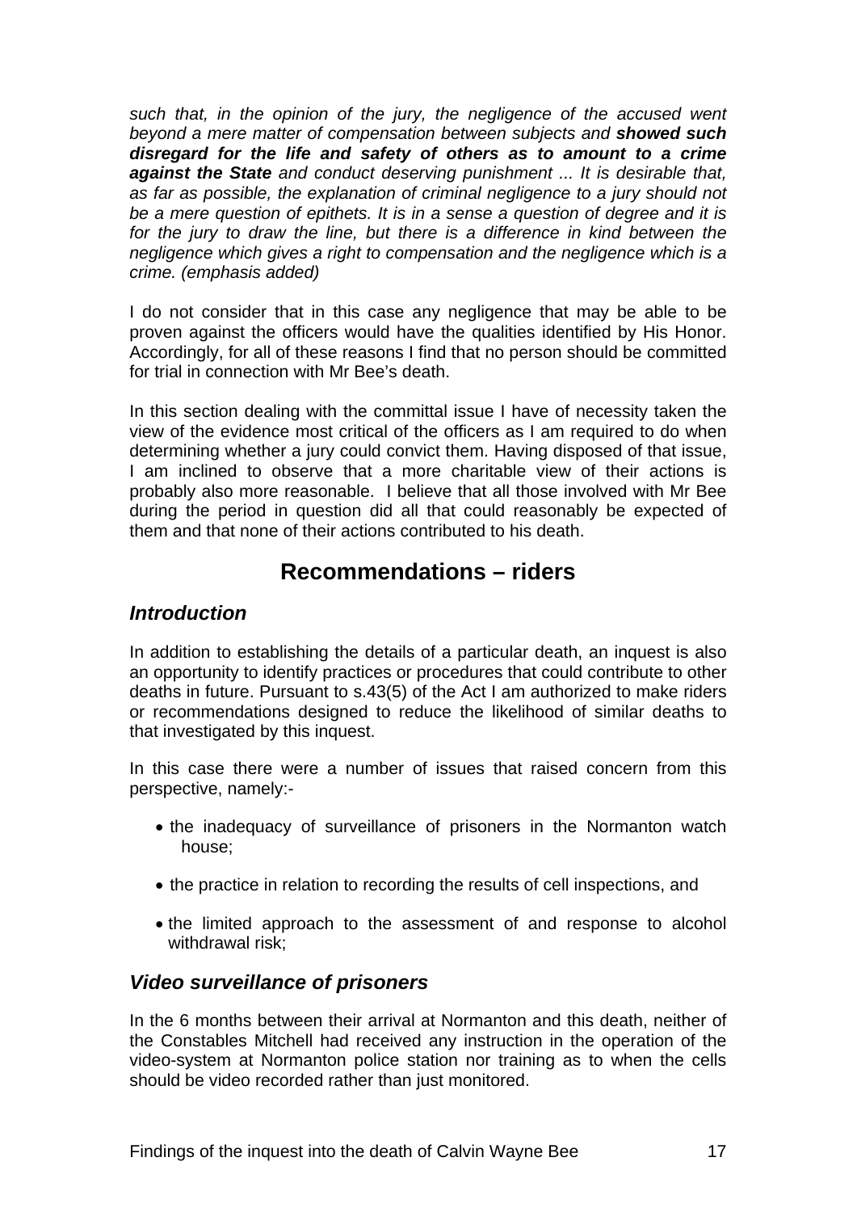*such that, in the opinion of the jury, the negligence of the accused went beyond a mere matter of compensation between subjects and **showed such disregard for the life and safety of others as to amount to a crime against the State** and conduct deserving punishment ... It is desirable that, as far as possible, the explanation of criminal negligence to a jury should not be a mere question of epithets. It is in a sense a question of degree and it is for the jury to draw the line, but there is a difference in kind between the negligence which gives a right to compensation and the negligence which is a crime. (emphasis added)*

I do not consider that in this case any negligence that may be able to be proven against the officers would have the qualities identified by His Honor. Accordingly, for all of these reasons I find that no person should be committed for trial in connection with Mr Bee's death.

In this section dealing with the committal issue I have of necessity taken the view of the evidence most critical of the officers as I am required to do when determining whether a jury could convict them. Having disposed of that issue, I am inclined to observe that a more charitable view of their actions is probably also more reasonable. I believe that all those involved with Mr Bee during the period in question did all that could reasonably be expected of them and that none of their actions contributed to his death.

## Recommendations – riders

### *Introduction*

In addition to establishing the details of a particular death, an inquest is also an opportunity to identify practices or procedures that could contribute to other deaths in future. Pursuant to s.43(5) of the Act I am authorized to make riders or recommendations designed to reduce the likelihood of similar deaths to that investigated by this inquest.

In this case there were a number of issues that raised concern from this perspective, namely:-

- the inadequacy of surveillance of prisoners in the Normanton watch house;
- the practice in relation to recording the results of cell inspections, and
- the limited approach to the assessment of and response to alcohol withdrawal risk;

### *Video surveillance of prisoners*

In the 6 months between their arrival at Normanton and this death, neither of the Constables Mitchell had received any instruction in the operation of the video-system at Normanton police station nor training as to when the cells should be video recorded rather than just monitored.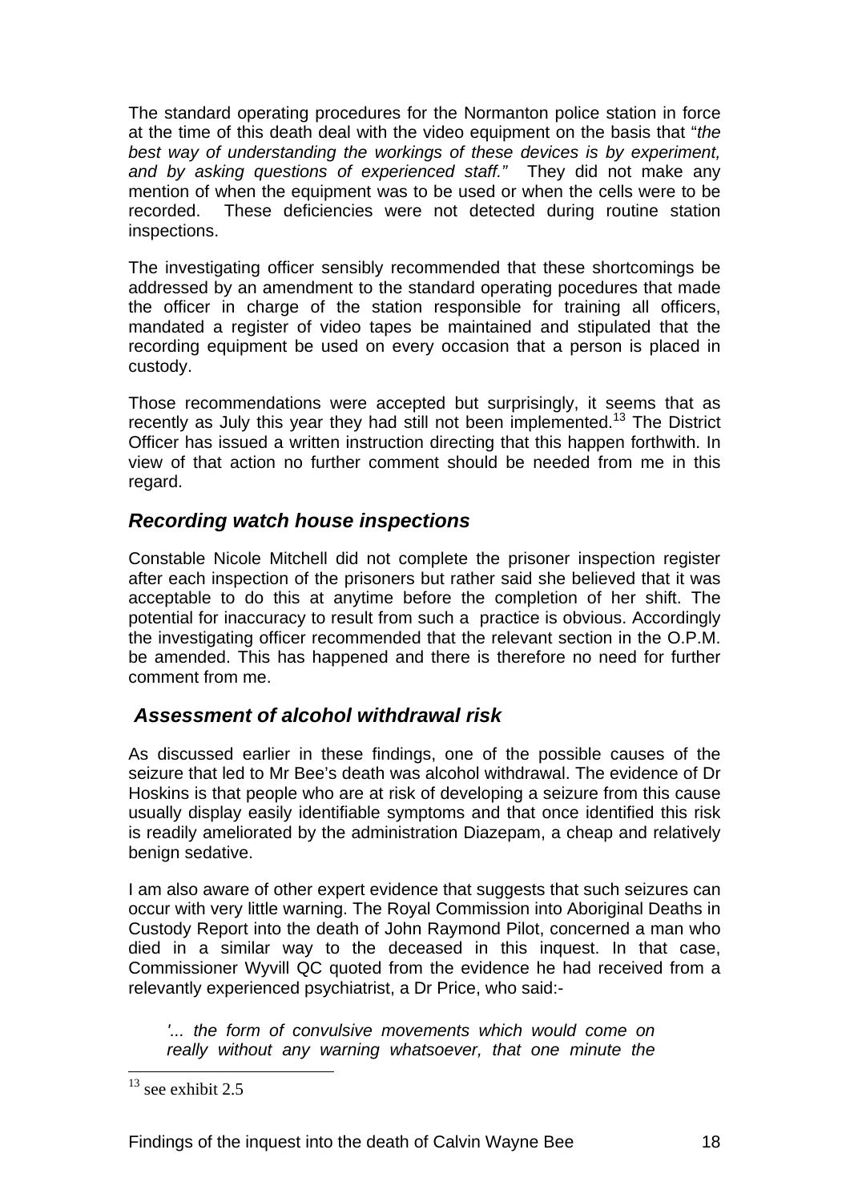The standard operating procedures for the Normanton police station in force at the time of this death deal with the video equipment on the basis that "*the best way of understanding the workings of these devices is by experiment, and by asking questions of experienced staff."* They did not make any mention of when the equipment was to be used or when the cells were to be recorded. These deficiencies were not detected during routine station inspections.

The investigating officer sensibly recommended that these shortcomings be addressed by an amendment to the standard operating pocedures that made the officer in charge of the station responsible for training all officers, mandated a register of video tapes be maintained and stipulated that the recording equipment be used on every occasion that a person is placed in custody.

Those recommendations were accepted but surprisingly, it seems that as recently as July this year they had still not been implemented.[13] The District Officer has issued a written instruction directing that this happen forthwith. In view of that action no further comment should be needed from me in this regard.

### *Recording watch house inspections*

Constable Nicole Mitchell did not complete the prisoner inspection register after each inspection of the prisoners but rather said she believed that it was acceptable to do this at anytime before the completion of her shift. The potential for inaccuracy to result from such a practice is obvious. Accordingly the investigating officer recommended that the relevant section in the O.P.M. be amended. This has happened and there is therefore no need for further comment from me.

### *Assessment of alcohol withdrawal risk*

As discussed earlier in these findings, one of the possible causes of the seizure that led to Mr Bee's death was alcohol withdrawal. The evidence of Dr Hoskins is that people who are at risk of developing a seizure from this cause usually display easily identifiable symptoms and that once identified this risk is readily ameliorated by the administration Diazepam, a cheap and relatively benign sedative.

I am also aware of other expert evidence that suggests that such seizures can occur with very little warning. The Royal Commission into Aboriginal Deaths in Custody Report into the death of John Raymond Pilot, concerned a man who died in a similar way to the deceased in this inquest. In that case, Commissioner Wyvill QC quoted from the evidence he had received from a relevantly experienced psychiatrist, a Dr Price, who said:-

> *'... the form of convulsive movements which would come on really without any warning whatsoever, that one minute the*

[13] see exhibit 2.5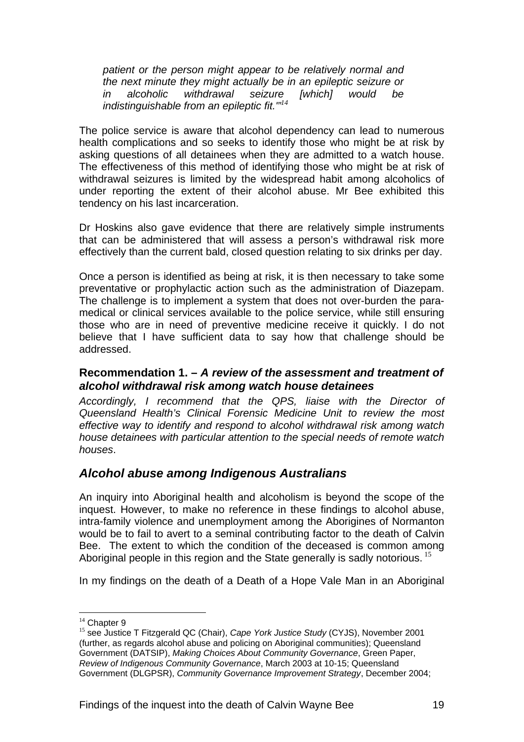*patient or the person might appear to be relatively normal and the next minute they might actually be in an epileptic seizure or in alcoholic withdrawal seizure [which] would be indistinguishable from an epileptic fit."'*[14]

The police service is aware that alcohol dependency can lead to numerous health complications and so seeks to identify those who might be at risk by asking questions of all detainees when they are admitted to a watch house. The effectiveness of this method of identifying those who might be at risk of withdrawal seizures is limited by the widespread habit among alcoholics of under reporting the extent of their alcohol abuse. Mr Bee exhibited this tendency on his last incarceration.

Dr Hoskins also gave evidence that there are relatively simple instruments that can be administered that will assess a person's withdrawal risk more effectively than the current bald, closed question relating to six drinks per day.

Once a person is identified as being at risk, it is then necessary to take some preventative or prophylactic action such as the administration of Diazepam. The challenge is to implement a system that does not over-burden the para-medical or clinical services available to the police service, while still ensuring those who are in need of preventive medicine receive it quickly. I do not believe that I have sufficient data to say how that challenge should be addressed.

**Recommendation 1. – *A review of the assessment and treatment of alcohol withdrawal risk among watch house detainees***

*Accordingly, I recommend that the QPS, liaise with the Director of Queensland Health's Clinical Forensic Medicine Unit to review the most effective way to identify and respond to alcohol withdrawal risk among watch house detainees with particular attention to the special needs of remote watch houses*.

## *Alcohol abuse among Indigenous Australians*

An inquiry into Aboriginal health and alcoholism is beyond the scope of the inquest. However, to make no reference in these findings to alcohol abuse, intra-family violence and unemployment among the Aborigines of Normanton would be to fail to avert to a seminal contributing factor to the death of Calvin Bee. The extent to which the condition of the deceased is common among Aboriginal people in this region and the State generally is sadly notorious.[15]

In my findings on the death of a Death of a Hope Vale Man in an Aboriginal

---

[14] Chapter 9

[15] see Justice T Fitzgerald QC (Chair), *Cape York Justice Study* (CYJS), November 2001 (further, as regards alcohol abuse and policing on Aboriginal communities); Queensland Government (DATSIP), *Making Choices About Community Governance*, Green Paper, *Review of Indigenous Community Governance*, March 2003 at 10-15; Queensland Government (DLGPSR), *Community Governance Improvement Strategy*, December 2004;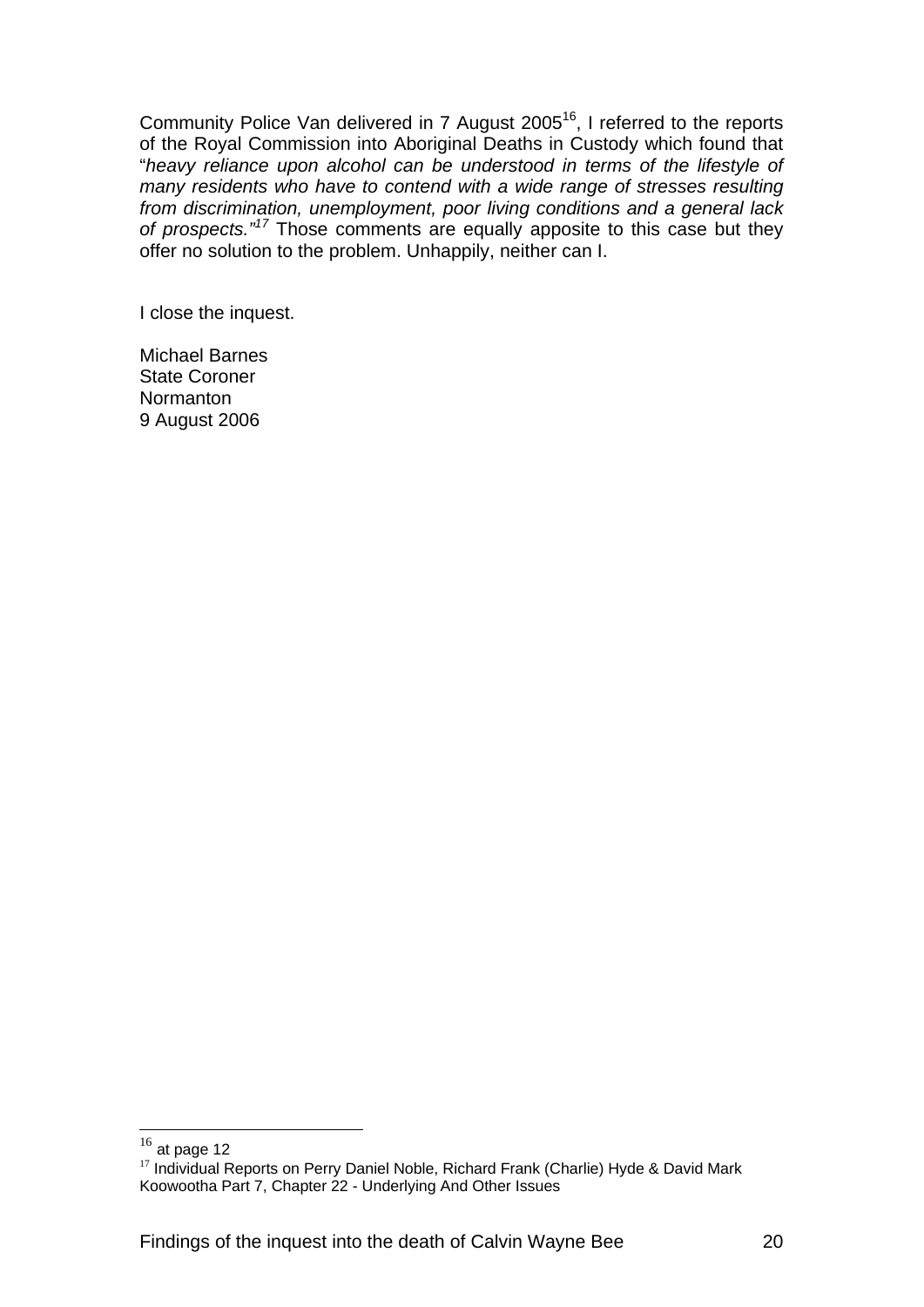Community Police Van delivered in 7 August 2005[16], I referred to the reports of the Royal Commission into Aboriginal Deaths in Custody which found that "*heavy reliance upon alcohol can be understood in terms of the lifestyle of many residents who have to contend with a wide range of stresses resulting from discrimination, unemployment, poor living conditions and a general lack of prospects.*"[17] Those comments are equally apposite to this case but they offer no solution to the problem. Unhappily, neither can I.

I close the inquest.

Michael Barnes
State Coroner
Normanton
9 August 2006

---

[16] at page 12

[17] Individual Reports on Perry Daniel Noble, Richard Frank (Charlie) Hyde & David Mark Koowootha Part 7, Chapter 22 - Underlying And Other Issues